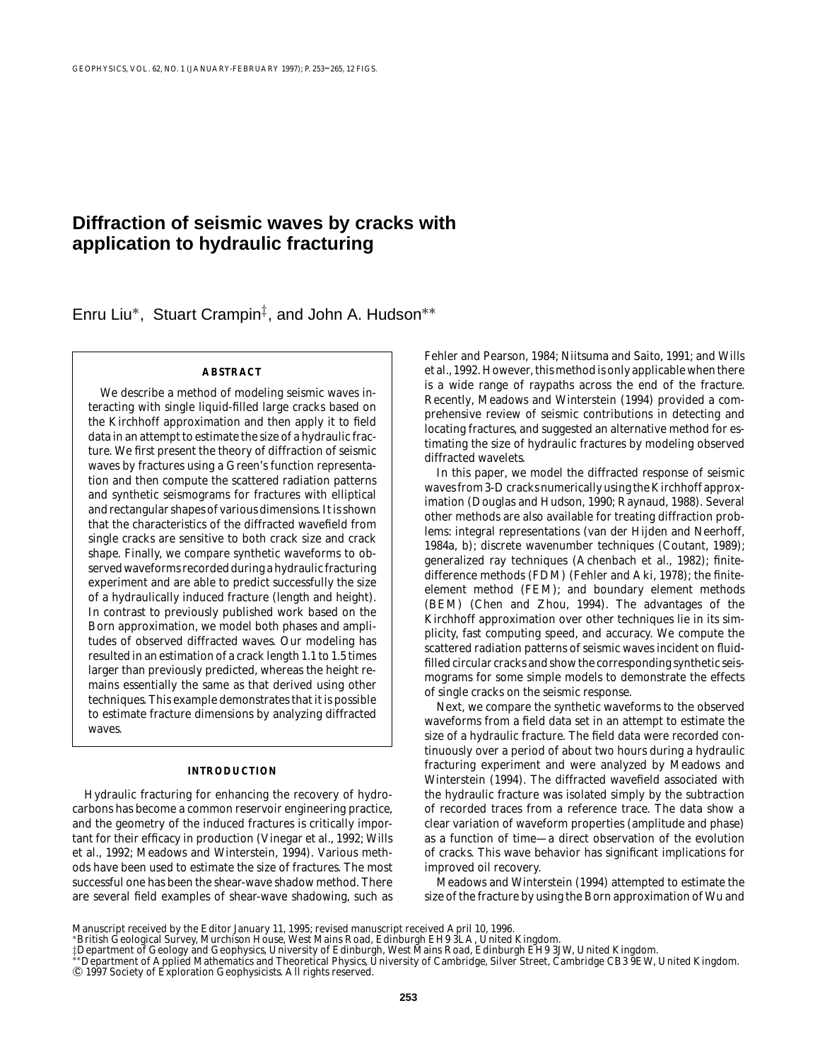# Diffraction of seismic waves by cracks with application to hydraulic fracturing

Enru Liu*, Stuart Crampin‡, and John A. Hudson**

## ABSTRACT

We describe a method of modeling seismic waves interacting with single liquid-filled large cracks based on the Kirchhoff approximation and then apply it to field data in an attempt to estimate the size of a hydraulic fracture. We first present the theory of diffraction of seismic waves by fractures using a Green's function representation and then compute the scattered radiation patterns and synthetic seismograms for fractures with elliptical and rectangular shapes of various dimensions. It is shown that the characteristics of the diffracted wavefield from single cracks are sensitive to both crack size and crack shape. Finally, we compare synthetic waveforms to observed waveforms recorded during a hydraulic fracturing experiment and are able to predict successfully the size of a hydraulically induced fracture (length and height). In contrast to previously published work based on the Born approximation, we model both phases and amplitudes of observed diffracted waves. Our modeling has resulted in an estimation of a crack length 1.1 to 1.5 times larger than previously predicted, whereas the height remains essentially the same as that derived using other techniques. This example demonstrates that it is possible to estimate fracture dimensions by analyzing diffracted waves.

## INTRODUCTION

Hydraulic fracturing for enhancing the recovery of hydrocarbons has become a common reservoir engineering practice, and the geometry of the induced fractures is critically important for their efficacy in production (Vinegar et al., 1992; Wills et al., 1992; Meadows and Winterstein, 1994). Various methods have been used to estimate the size of fractures. The most successful one has been the shear-wave shadow method. There are several field examples of shear-wave shadowing, such as Fehler and Pearson, 1984; Niitsuma and Saito, 1991; and Wills et al., 1992. However, this method is only applicable when there is a wide range of raypaths across the end of the fracture. Recently, Meadows and Winterstein (1994) provided a comprehensive review of seismic contributions in detecting and locating fractures, and suggested an alternative method for estimating the size of hydraulic fractures by modeling observed diffracted wavelets.

In this paper, we model the diffracted response of seismic waves from 3-D cracks numerically using the Kirchhoff approximation (Douglas and Hudson, 1990; Raynaud, 1988). Several other methods are also available for treating diffraction problems: integral representations (van der Hijden and Neerhoff, 1984a, b); discrete wavenumber techniques (Coutant, 1989); generalized ray techniques (Achenbach et al., 1982); finite-difference methods (FDM) (Fehler and Aki, 1978); the finite-element method (FEM); and boundary element methods (BEM) (Chen and Zhou, 1994). The advantages of the Kirchhoff approximation over other techniques lie in its simplicity, fast computing speed, and accuracy. We compute the scattered radiation patterns of seismic waves incident on fluid-filled circular cracks and show the corresponding synthetic seismograms for some simple models to demonstrate the effects of single cracks on the seismic response.

Next, we compare the synthetic waveforms to the observed waveforms from a field data set in an attempt to estimate the size of a hydraulic fracture. The field data were recorded continuously over a period of about two hours during a hydraulic fracturing experiment and were analyzed by Meadows and Winterstein (1994). The diffracted wavefield associated with the hydraulic fracture was isolated simply by the subtraction of recorded traces from a reference trace. The data show a clear variation of waveform properties (amplitude and phase) as a function of time—a direct observation of the evolution of cracks. This wave behavior has significant implications for improved oil recovery.

Meadows and Winterstein (1994) attempted to estimate the size of the fracture by using the Born approximation of Wu and

Manuscript received by the Editor January 11, 1995; revised manuscript received April 10, 1996.
*British Geological Survey, Murchison House, West Mains Road, Edinburgh EH9 3LA, United Kingdom.
‡Department of Geology and Geophysics, University of Edinburgh, West Mains Road, Edinburgh EH9 3JW, United Kingdom.
**Department of Applied Mathematics and Theoretical Physics, University of Cambridge, Silver Street, Cambridge CB3 9EW, United Kingdom.
© 1997 Society of Exploration Geophysicists. All rights reserved.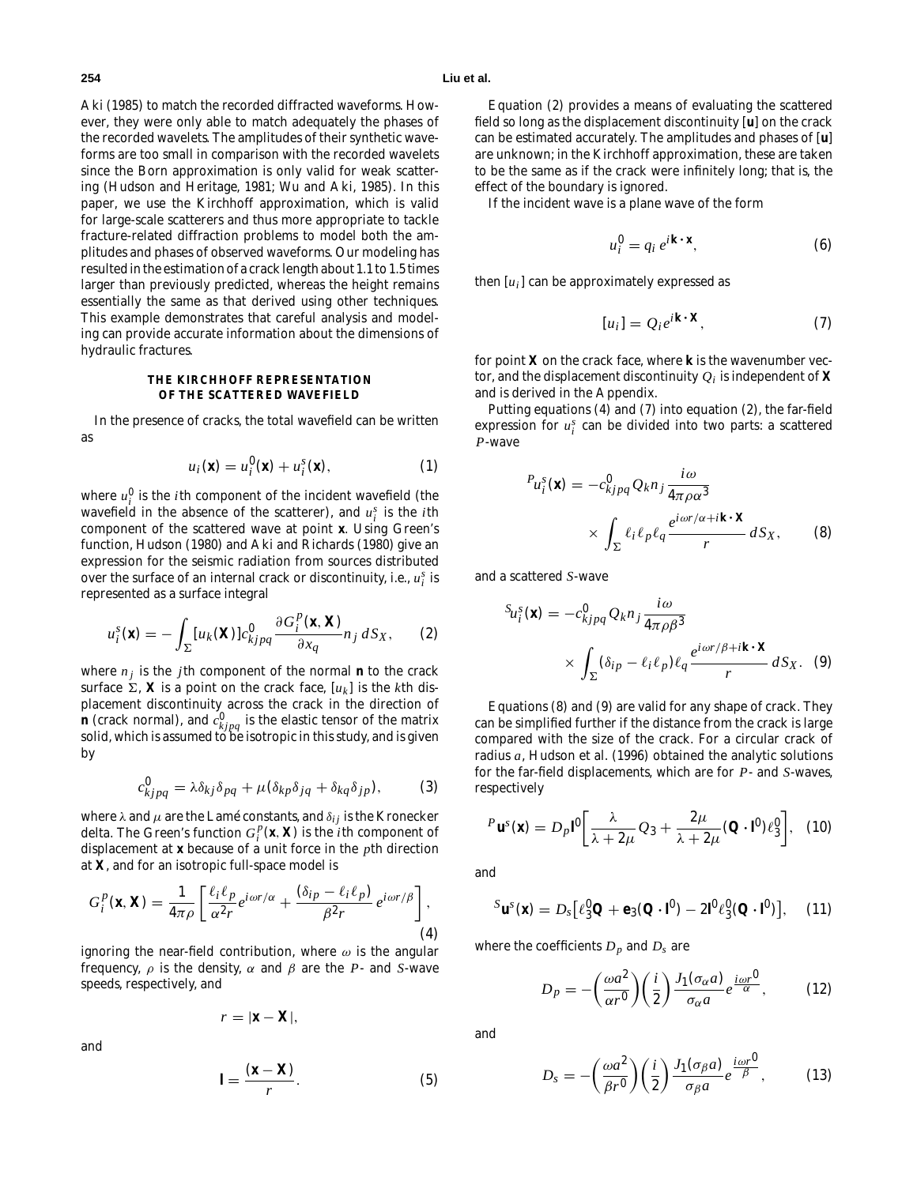Aki (1985) to match the recorded diffracted waveforms. However, they were only able to match adequately the phases of the recorded wavelets. The amplitudes of their synthetic waveforms are too small in comparison with the recorded wavelets since the Born approximation is only valid for weak scattering (Hudson and Heritage, 1981; Wu and Aki, 1985). In this paper, we use the Kirchhoff approximation, which is valid for large-scale scatterers and thus more appropriate to tackle fracture-related diffraction problems to model both the amplitudes and phases of observed waveforms. Our modeling has resulted in the estimation of a crack length about 1.1 to 1.5 times larger than previously predicted, whereas the height remains essentially the same as that derived using other techniques. This example demonstrates that careful analysis and modeling can provide accurate information about the dimensions of hydraulic fractures.

## THE KIRCHHOFF REPRESENTATION OF THE SCATTERED WAVEFIELD

In the presence of cracks, the total wavefield can be written as

$$u_i(\mathbf{x}) = u_i^0(\mathbf{x}) + u_i^s(\mathbf{x}), \tag{1}$$

where $u_i^0$ is the $i$th component of the incident wavefield (the wavefield in the absence of the scatterer), and $u_i^s$ is the $i$th component of the scattered wave at point $\mathbf{x}$. Using Green's function, Hudson (1980) and Aki and Richards (1980) give an expression for the seismic radiation from sources distributed over the surface of an internal crack or discontinuity, i.e., $u_i^s$ is represented as a surface integral

$$u_i^s(\mathbf{x}) = -\int_\Sigma [u_k(\mathbf{X})] c^0_{kjpq} \frac{\partial G_i^p(\mathbf{x}, \mathbf{X})}{\partial x_q} n_j \, dS_X, \tag{2}$$

where $n_j$ is the $j$th component of the normal $\mathbf{n}$ to the crack surface $\Sigma$, $\mathbf{X}$ is a point on the crack face, $[u_k]$ is the $k$th displacement discontinuity across the crack in the direction of $\mathbf{n}$ (crack normal), and $c^0_{kjpq}$ is the elastic tensor of the matrix solid, which is assumed to be isotropic in this study, and is given by

$$c^0_{kjpq} = \lambda \delta_{kj}\delta_{pq} + \mu(\delta_{kp}\delta_{jq} + \delta_{kq}\delta_{jp}), \tag{3}$$

where $\lambda$ and $\mu$ are the Lamé constants, and $\delta_{ij}$ is the Kronecker delta. The Green's function $G_i^p(\mathbf{x}, \mathbf{X})$ is the $i$th component of displacement at $\mathbf{x}$ because of a unit force in the $p$th direction at $\mathbf{X}$, and for an isotropic full-space model is

$$G_i^p(\mathbf{x}, \mathbf{X}) = \frac{1}{4\pi\rho}\left[\frac{\ell_i \ell_p}{\alpha^2 r} e^{i\omega r/\alpha} + \frac{(\delta_{ip} - \ell_i \ell_p)}{\beta^2 r} e^{i\omega r/\beta}\right], \tag{4}$$

ignoring the near-field contribution, where $\omega$ is the angular frequency, $\rho$ is the density, $\alpha$ and $\beta$ are the $P$- and $S$-wave speeds, respectively, and

$$r = |\mathbf{x} - \mathbf{X}|,$$

and

$$\mathbf{l} = \frac{(\mathbf{x} - \mathbf{X})}{r}. \tag{5}$$

Equation (2) provides a means of evaluating the scattered field so long as the displacement discontinuity $[\mathbf{u}]$ on the crack can be estimated accurately. The amplitudes and phases of $[\mathbf{u}]$ are unknown; in the Kirchhoff approximation, these are taken to be the same as if the crack were infinitely long; that is, the effect of the boundary is ignored.

If the incident wave is a plane wave of the form

$$u_i^0 = q_i \, e^{i\mathbf{k}\cdot\mathbf{x}}, \tag{6}$$

then $[u_i]$ can be approximately expressed as

$$[u_i] = Q_i e^{i\mathbf{k}\cdot\mathbf{X}}, \tag{7}$$

for point $\mathbf{X}$ on the crack face, where $\mathbf{k}$ is the wavenumber vector, and the displacement discontinuity $Q_i$ is independent of $\mathbf{X}$ and is derived in the Appendix.

Putting equations (4) and (7) into equation (2), the far-field expression for $u_i^s$ can be divided into two parts: a scattered $P$-wave

$$^P u_i^s(\mathbf{x}) = -c^0_{kjpq} Q_k n_j \frac{i\omega}{4\pi\rho\alpha^3} \times \int_\Sigma \ell_i \ell_p \ell_q \frac{e^{i\omega r/\alpha + i\mathbf{k}\cdot\mathbf{X}}}{r} \, dS_X, \tag{8}$$

and a scattered $S$-wave

$$^S u_i^s(\mathbf{x}) = -c^0_{kjpq} Q_k n_j \frac{i\omega}{4\pi\rho\beta^3} \times \int_\Sigma (\delta_{ip} - \ell_i \ell_p)\ell_q \frac{e^{i\omega r/\beta + i\mathbf{k}\cdot\mathbf{X}}}{r} \, dS_X. \tag{9}$$

Equations (8) and (9) are valid for any shape of crack. They can be simplified further if the distance from the crack is large compared with the size of the crack. For a circular crack of radius $a$, Hudson et al. (1996) obtained the analytic solutions for the far-field displacements, which are for $P$- and $S$-waves, respectively

$$^P \mathbf{u}^s(\mathbf{x}) = D_p \mathbf{l}^0 \left[\frac{\lambda}{\lambda + 2\mu} Q_3 + \frac{2\mu}{\lambda + 2\mu}(\mathbf{Q}\cdot\mathbf{l}^0)\ell_3^0\right], \tag{10}$$

and

$$^S \mathbf{u}^s(\mathbf{x}) = D_s\left[\ell_3^0 \mathbf{Q} + \mathbf{e}_3(\mathbf{Q}\cdot\mathbf{l}^0) - 2\mathbf{l}^0 \ell_3^0(\mathbf{Q}\cdot\mathbf{l}^0)\right], \tag{11}$$

where the coefficients $D_p$ and $D_s$ are

$$D_p = -\left(\frac{\omega a^2}{\alpha r^0}\right)\left(\frac{i}{2}\right)\frac{J_1(\sigma_\alpha a)}{\sigma_\alpha a} e^{\frac{i\omega r^0}{\alpha}}, \tag{12}$$

and

$$D_s = -\left(\frac{\omega a^2}{\beta r^0}\right)\left(\frac{i}{2}\right)\frac{J_1(\sigma_\beta a)}{\sigma_\beta a} e^{\frac{i\omega r^0}{\beta}}, \tag{13}$$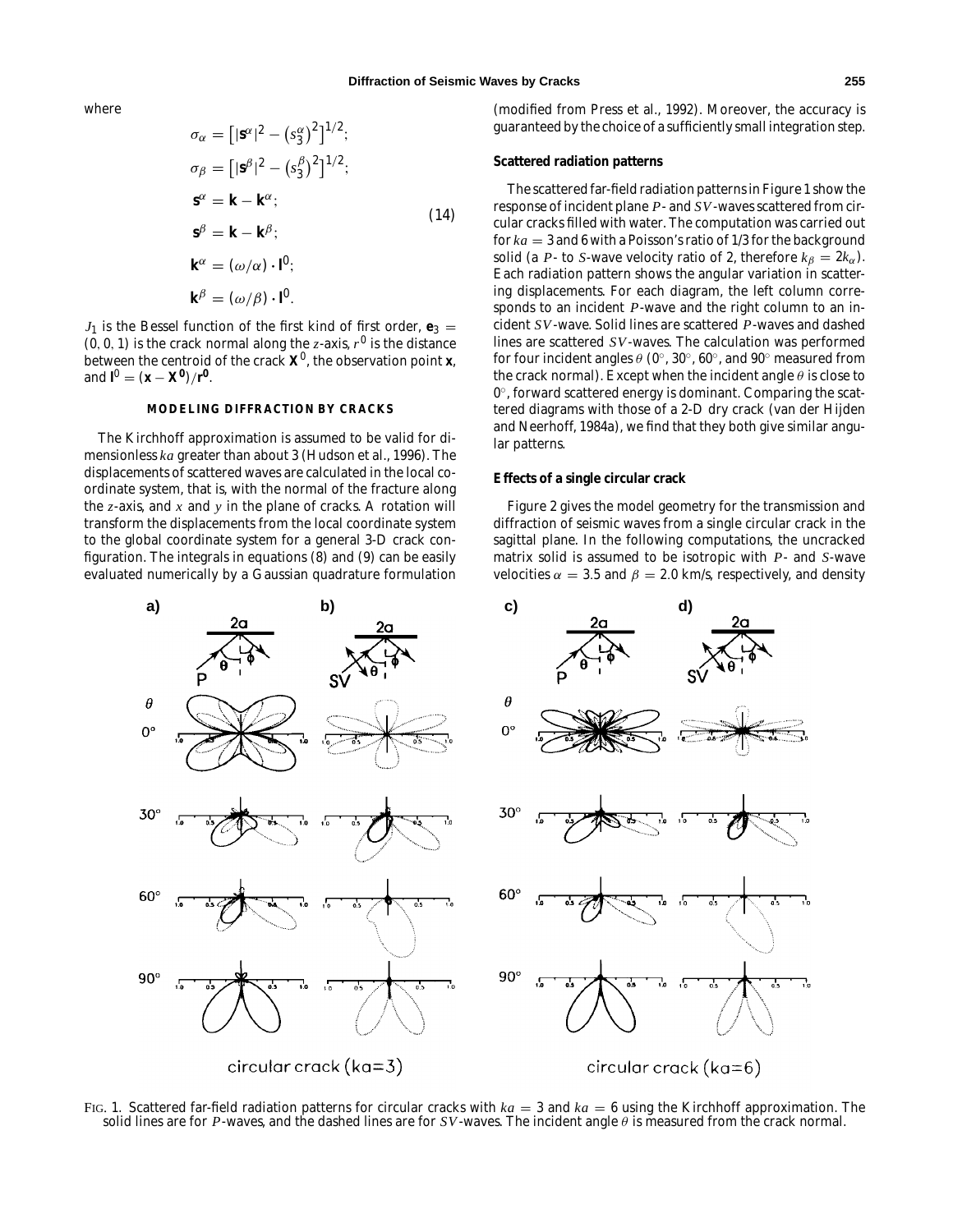where

$$
\begin{aligned}
\sigma_\alpha &= \left[|\mathbf{s}^\alpha|^2 - \left(s_3^\alpha\right)^2\right]^{1/2};\\
\sigma_\beta &= \left[|\mathbf{s}^\beta|^2 - \left(s_3^\beta\right)^2\right]^{1/2};\\
\mathbf{s}^\alpha &= \mathbf{k} - \mathbf{k}^\alpha;\\
\mathbf{s}^\beta &= \mathbf{k} - \mathbf{k}^\beta;\\
\mathbf{k}^\alpha &= (\omega/\alpha)\cdot \mathbf{l}^0;\\
\mathbf{k}^\beta &= (\omega/\beta)\cdot \mathbf{l}^0.
\end{aligned}
\tag{14}
$$

$J_1$ is the Bessel function of the first kind of first order, $\mathbf{e}_3 = (0, 0, 1)$ is the crack normal along the $z$-axis, $r^0$ is the distance between the centroid of the crack $\mathbf{X}^0$, the observation point $\mathbf{x}$, and $\mathbf{l}^0 = (\mathbf{x} - \mathbf{X}^0)/r^0$.

## MODELING DIFFRACTION BY CRACKS

The Kirchhoff approximation is assumed to be valid for dimensionless $ka$ greater than about 3 (Hudson et al., 1996). The displacements of scattered waves are calculated in the local coordinate system, that is, with the normal of the fracture along the $z$-axis, and $x$ and $y$ in the plane of cracks. A rotation will transform the displacements from the local coordinate system to the global coordinate system for a general 3-D crack configuration. The integrals in equations (8) and (9) can be easily evaluated numerically by a Gaussian quadrature formulation (modified from Press et al., 1992). Moreover, the accuracy is guaranteed by the choice of a sufficiently small integration step.

### Scattered radiation patterns

The scattered far-field radiation patterns in Figure 1 show the response of incident plane $P$- and $SV$-waves scattered from circular cracks filled with water. The computation was carried out for $ka = 3$ and 6 with a Poisson's ratio of 1/3 for the background solid (a $P$- to $S$-wave velocity ratio of 2, therefore $k_\beta = 2k_\alpha$). Each radiation pattern shows the angular variation in scattering displacements. For each diagram, the left column corresponds to an incident $P$-wave and the right column to an incident $SV$-wave. Solid lines are scattered $P$-waves and dashed lines are scattered $SV$-waves. The calculation was performed for four incident angles $\theta$ (0°, 30°, 60°, and 90° measured from the crack normal). Except when the incident angle $\theta$ is close to 0°, forward scattered energy is dominant. Comparing the scattered diagrams with those of a 2-D dry crack (van der Hijden and Neerhoff, 1984a), we find that they both give similar angular patterns.

### Effects of a single circular crack

Figure 2 gives the model geometry for the transmission and diffraction of seismic waves from a single circular crack in the sagittal plane. In the following computations, the uncracked matrix solid is assumed to be isotropic with $P$- and $S$-wave velocities $\alpha = 3.5$ and $\beta = 2.0$ km/s, respectively, and density

FIG. 1. Scattered far-field radiation patterns for circular cracks with $ka = 3$ and $ka = 6$ using the Kirchhoff approximation. The solid lines are for $P$-waves, and the dashed lines are for $SV$-waves. The incident angle $\theta$ is measured from the crack normal.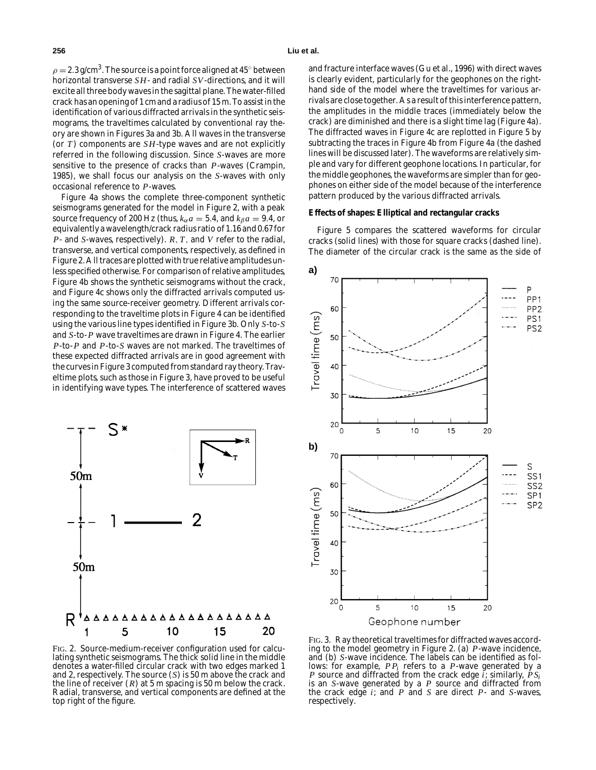$\rho = 2.3$ g/cm$^3$. The source is a point force aligned at 45° between horizontal transverse $SH$- and radial $SV$-directions, and it will excite all three body waves in the sagittal plane. The water-filled crack has an opening of 1 cm and a radius of 15 m. To assist in the identification of various diffracted arrivals in the synthetic seismograms, the traveltimes calculated by conventional ray theory are shown in Figures 3a and 3b. All waves in the transverse (or $T$) components are $SH$-type waves and are not explicitly referred in the following discussion. Since $S$-waves are more sensitive to the presence of cracks than $P$-waves (Crampin, 1985), we shall focus our analysis on the $S$-waves with only occasional reference to $P$-waves.

Figure 4a shows the complete three-component synthetic seismograms generated for the model in Figure 2, with a peak source frequency of 200 Hz (thus, $k_\alpha a = 5.4$, and $k_\beta a = 9.4$, or equivalently a wavelength/crack radius ratio of 1.16 and 0.67 for $P$- and $S$-waves, respectively). $R$, $T$, and $V$ refer to the radial, transverse, and vertical components, respectively, as defined in Figure 2. All traces are plotted with true relative amplitudes unless specified otherwise. For comparison of relative amplitudes, Figure 4b shows the synthetic seismograms without the crack, and Figure 4c shows only the diffracted arrivals computed using the same source-receiver geometry. Different arrivals corresponding to the traveltime plots in Figure 4 can be identified using the various line types identified in Figure 3b. Only $S$-to-$S$ and $S$-to-$P$ wave traveltimes are drawn in Figure 4. The earlier $P$-to-$P$ and $P$-to-$S$ waves are not marked. The traveltimes of these expected diffracted arrivals are in good agreement with the curves in Figure 3 computed from standard ray theory. Traveltime plots, such as those in Figure 3, have proved to be useful in identifying wave types. The interference of scattered waves and fracture interface waves (Gu et al., 1996) with direct waves is clearly evident, particularly for the geophones on the right-hand side of the model where the traveltimes for various arrivals are close together. As a result of this interference pattern, the amplitudes in the middle traces (immediately below the crack) are diminished and there is a slight time lag (Figure 4a). The diffracted waves in Figure 4c are replotted in Figure 5 by subtracting the traces in Figure 4b from Figure 4a (the dashed lines will be discussed later). The waveforms are relatively simple and vary for different geophone locations. In particular, for the middle geophones, the waveforms are simpler than for geophones on either side of the model because of the interference pattern produced by the various diffracted arrivals.

FIG. 2. Source-medium-receiver configuration used for calculating synthetic seismograms. The thick solid line in the middle denotes a water-filled circular crack with two edges marked 1 and 2, respectively. The source ($S$) is 50 m above the crack and the line of receiver ($R$) at 5 m spacing is 50 m below the crack. Radial, transverse, and vertical components are defined at the top right of the figure.

FIG. 3. Ray theoretical traveltimes for diffracted waves according to the model geometry in Figure 2. (a) $P$-wave incidence, and (b) $S$-wave incidence. The labels can be identified as follows: for example, $PP_i$ refers to a $P$-wave generated by a $P$ source and diffracted from the crack edge $i$; similarly, $PS_i$ is an $S$-wave generated by a $P$ source and diffracted from the crack edge $i$; and $P$ and $S$ are direct $P$- and $S$-waves, respectively.

### Effects of shapes: Elliptical and rectangular cracks

Figure 5 compares the scattered waveforms for circular cracks (solid lines) with those for square cracks (dashed line). The diameter of the circular crack is the same as the side of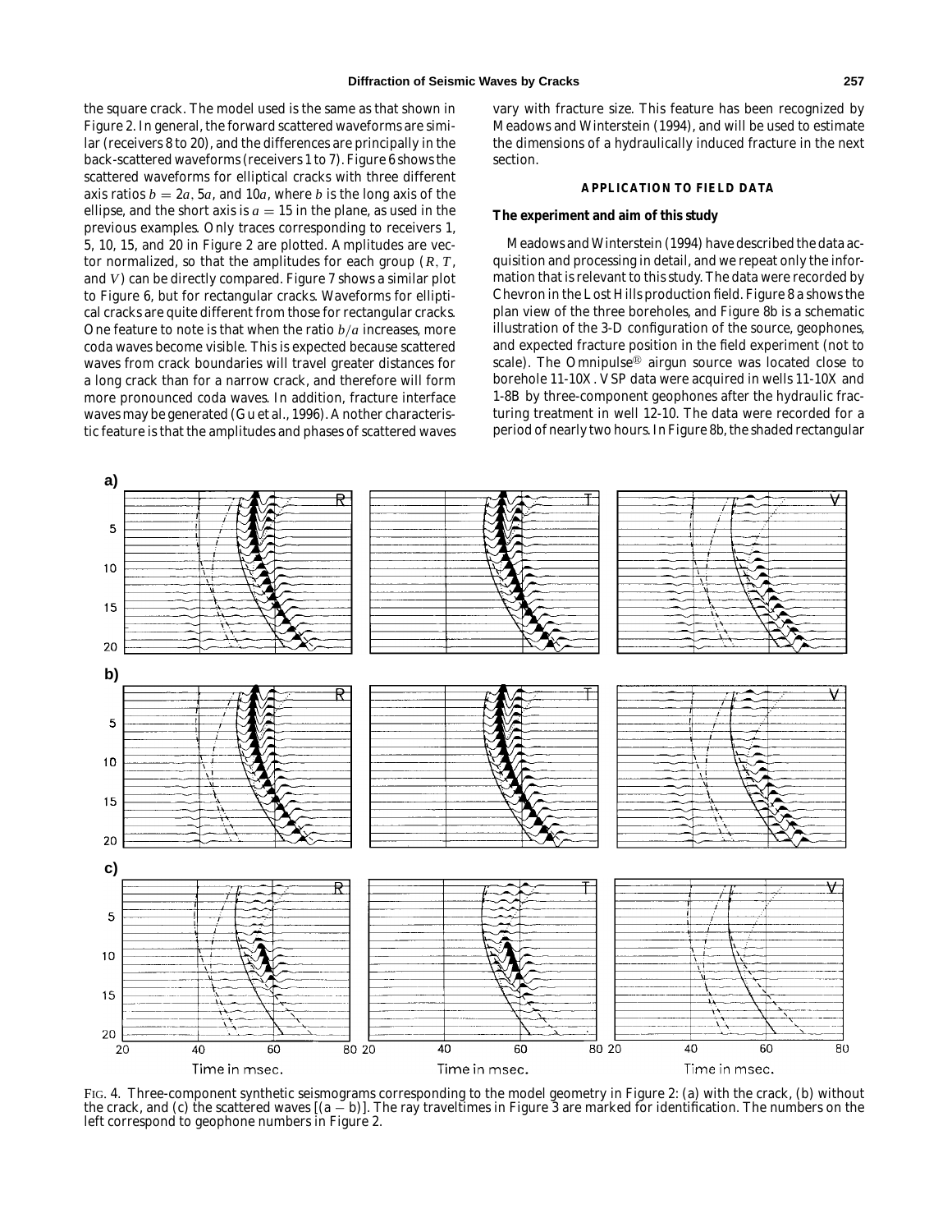the square crack. The model used is the same as that shown in Figure 2. In general, the forward scattered waveforms are similar (receivers 8 to 20), and the differences are principally in the back-scattered waveforms (receivers 1 to 7). Figure 6 shows the scattered waveforms for elliptical cracks with three different axis ratios $b = 2a, 5a$, and $10a$, where $b$ is the long axis of the ellipse, and the short axis is $a = 15$ in the plane, as used in the previous examples. Only traces corresponding to receivers 1, 5, 10, 15, and 20 in Figure 2 are plotted. Amplitudes are vector normalized, so that the amplitudes for each group ($R$, $T$, and $V$) can be directly compared. Figure 7 shows a similar plot to Figure 6, but for rectangular cracks. Waveforms for elliptical cracks are quite different from those for rectangular cracks. One feature to note is that when the ratio $b/a$ increases, more coda waves become visible. This is expected because scattered waves from crack boundaries will travel greater distances for a long crack than for a narrow crack, and therefore will form more pronounced coda waves. In addition, fracture interface waves may be generated (Gu et al., 1996). Another characteristic feature is that the amplitudes and phases of scattered waves vary with fracture size. This feature has been recognized by Meadows and Winterstein (1994), and will be used to estimate the dimensions of a hydraulically induced fracture in the next section.

## APPLICATION TO FIELD DATA

### The experiment and aim of this study

Meadows and Winterstein (1994) have described the data acquisition and processing in detail, and we repeat only the information that is relevant to this study. The data were recorded by Chevron in the Lost Hills production field. Figure 8a shows the plan view of the three boreholes, and Figure 8b is a schematic illustration of the 3-D configuration of the source, geophones, and expected fracture position in the field experiment (not to scale). The Omnipulse® airgun source was located close to borehole 11-10X. VSP data were acquired in wells 11-10X and 1-8B by three-component geophones after the hydraulic fracturing treatment in well 12-10. The data were recorded for a period of nearly two hours. In Figure 8b, the shaded rectangular

FIG. 4. Three-component synthetic seismograms corresponding to the model geometry in Figure 2: (a) with the crack, (b) without the crack, and (c) the scattered waves [(a − b)]. The ray traveltimes in Figure 3 are marked for identification. The numbers on the left correspond to geophone numbers in Figure 2.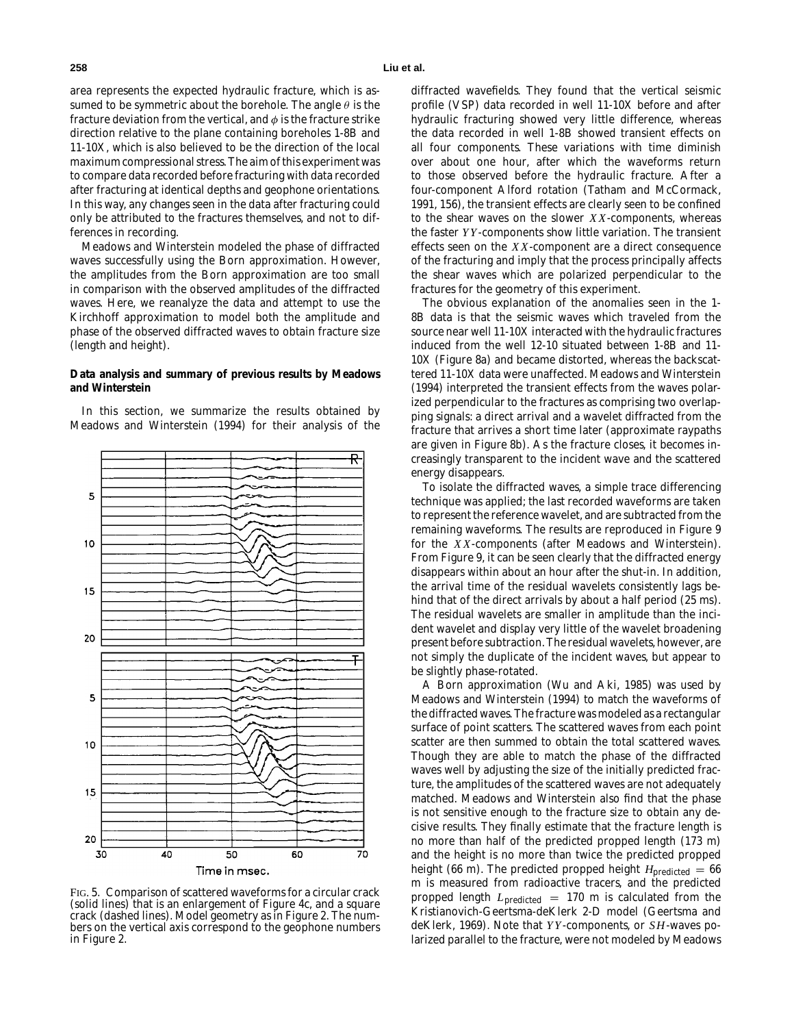area represents the expected hydraulic fracture, which is assumed to be symmetric about the borehole. The angle $\theta$ is the fracture deviation from the vertical, and $\phi$ is the fracture strike direction relative to the plane containing boreholes 1-8B and 11-10X, which is also believed to be the direction of the local maximum compressional stress. The aim of this experiment was to compare data recorded before fracturing with data recorded after fracturing at identical depths and geophone orientations. In this way, any changes seen in the data after fracturing could only be attributed to the fractures themselves, and not to differences in recording.

Meadows and Winterstein modeled the phase of diffracted waves successfully using the Born approximation. However, the amplitudes from the Born approximation are too small in comparison with the observed amplitudes of the diffracted waves. Here, we reanalyze the data and attempt to use the Kirchhoff approximation to model both the amplitude and phase of the observed diffracted waves to obtain fracture size (length and height).

### Data analysis and summary of previous results by Meadows and Winterstein

In this section, we summarize the results obtained by Meadows and Winterstein (1994) for their analysis of the diffracted wavefields. They found that the vertical seismic profile (VSP) data recorded in well 11-10X before and after hydraulic fracturing showed very little difference, whereas the data recorded in well 1-8B showed transient effects on all four components. These variations with time diminish over about one hour, after which the waveforms return to those observed before the hydraulic fracture. After a four-component Alford rotation (Tatham and McCormack, 1991, 156), the transient effects are clearly seen to be confined to the shear waves on the slower $XX$-components, whereas the faster $YY$-components show little variation. The transient effects seen on the $XX$-component are a direct consequence of the fracturing and imply that the process principally affects the shear waves which are polarized perpendicular to the fractures for the geometry of this experiment.

FIG. 5. Comparison of scattered waveforms for a circular crack (solid lines) that is an enlargement of Figure 4c, and a square crack (dashed lines). Model geometry as in Figure 2. The numbers on the vertical axis correspond to the geophone numbers in Figure 2.

The obvious explanation of the anomalies seen in the 1-8B data is that the seismic waves which traveled from the source near well 11-10X interacted with the hydraulic fractures induced from the well 12-10 situated between 1-8B and 11-10X (Figure 8a) and became distorted, whereas the backscattered 11-10X data were unaffected. Meadows and Winterstein (1994) interpreted the transient effects from the waves polarized perpendicular to the fractures as comprising two overlapping signals: a direct arrival and a wavelet diffracted from the fracture that arrives a short time later (approximate raypaths are given in Figure 8b). As the fracture closes, it becomes increasingly transparent to the incident wave and the scattered energy disappears.

To isolate the diffracted waves, a simple trace differencing technique was applied; the last recorded waveforms are taken to represent the reference wavelet, and are subtracted from the remaining waveforms. The results are reproduced in Figure 9 for the $XX$-components (after Meadows and Winterstein). From Figure 9, it can be seen clearly that the diffracted energy disappears within about an hour after the shut-in. In addition, the arrival time of the residual wavelets consistently lags behind that of the direct arrivals by about a half period (25 ms). The residual wavelets are smaller in amplitude than the incident wavelet and display very little of the wavelet broadening present before subtraction. The residual wavelets, however, are not simply the duplicate of the incident waves, but appear to be slightly phase-rotated.

A Born approximation (Wu and Aki, 1985) was used by Meadows and Winterstein (1994) to match the waveforms of the diffracted waves. The fracture was modeled as a rectangular surface of point scatters. The scattered waves from each point scatter are then summed to obtain the total scattered waves. Though they are able to match the phase of the diffracted waves well by adjusting the size of the initially predicted fracture, the amplitudes of the scattered waves are not adequately matched. Meadows and Winterstein also find that the phase is not sensitive enough to the fracture size to obtain any decisive results. They finally estimate that the fracture length is no more than half of the predicted propped length (173 m) and the height is no more than twice the predicted propped height (66 m). The predicted propped height $H_{\text{predicted}} = 66$ m is measured from radioactive tracers, and the predicted propped length $L_{\text{predicted}} = 170$ m is calculated from the Kristianovich-Geertsma-deKlerk 2-D model (Geertsma and deKlerk, 1969). Note that $YY$-components, or $SH$-waves polarized parallel to the fracture, were not modeled by Meadows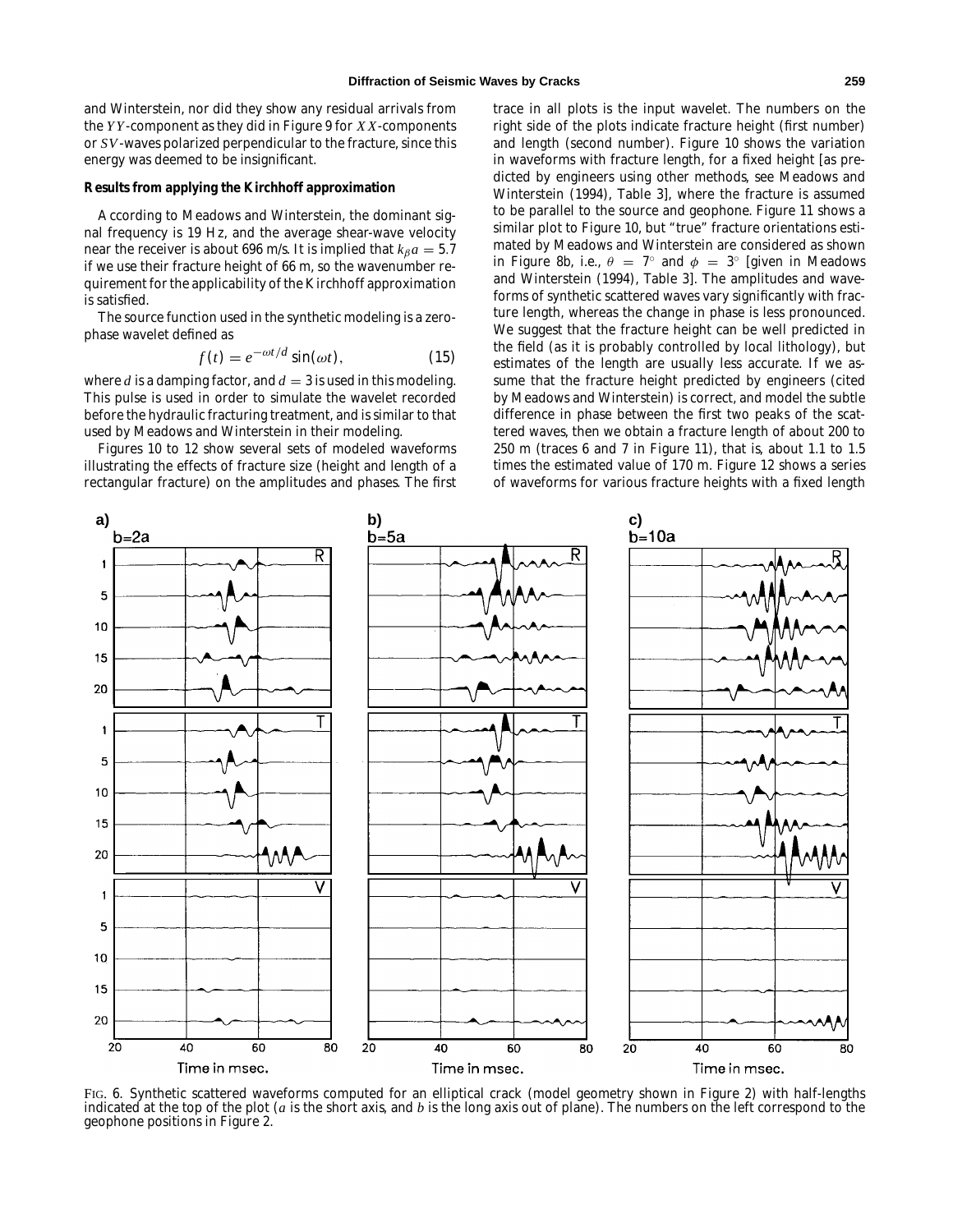and Winterstein, nor did they show any residual arrivals from the $YY$-component as they did in Figure 9 for $XX$-components or $SV$-waves polarized perpendicular to the fracture, since this energy was deemed to be insignificant.

**Results from applying the Kirchhoff approximation**

According to Meadows and Winterstein, the dominant signal frequency is 19 Hz, and the average shear-wave velocity near the receiver is about 696 m/s. It is implied that $k_\beta a = 5.7$ if we use their fracture height of 66 m, so the wavenumber requirement for the applicability of the Kirchhoff approximation is satisfied.

The source function used in the synthetic modeling is a zero-phase wavelet defined as

$$f(t) = e^{-\omega t/d} \sin(\omega t), \tag{15}$$

where $d$ is a damping factor, and $d = 3$ is used in this modeling. This pulse is used in order to simulate the wavelet recorded before the hydraulic fracturing treatment, and is similar to that used by Meadows and Winterstein in their modeling.

Figures 10 to 12 show several sets of modeled waveforms illustrating the effects of fracture size (height and length of a rectangular fracture) on the amplitudes and phases. The first trace in all plots is the input wavelet. The numbers on the right side of the plots indicate fracture height (first number) and length (second number). Figure 10 shows the variation in waveforms with fracture length, for a fixed height [as predicted by engineers using other methods, see Meadows and Winterstein (1994), Table 3], where the fracture is assumed to be parallel to the source and geophone. Figure 11 shows a similar plot to Figure 10, but "true" fracture orientations estimated by Meadows and Winterstein are considered as shown in Figure 8b, i.e., $\theta = 7^\circ$ and $\phi = 3^\circ$ [given in Meadows and Winterstein (1994), Table 3]. The amplitudes and waveforms of synthetic scattered waves vary significantly with fracture length, whereas the change in phase is less pronounced. We suggest that the fracture height can be well predicted in the field (as it is probably controlled by local lithology), but estimates of the length are usually less accurate. If we assume that the fracture height predicted by engineers (cited by Meadows and Winterstein) is correct, and model the subtle difference in phase between the first two peaks of the scattered waves, then we obtain a fracture length of about 200 to 250 m (traces 6 and 7 in Figure 11), that is, about 1.1 to 1.5 times the estimated value of 170 m. Figure 12 shows a series of waveforms for various fracture heights with a fixed length

FIG. 6. Synthetic scattered waveforms computed for an elliptical crack (model geometry shown in Figure 2) with half-lengths indicated at the top of the plot ($a$ is the short axis, and $b$ is the long axis out of plane). The numbers on the left correspond to the geophone positions in Figure 2.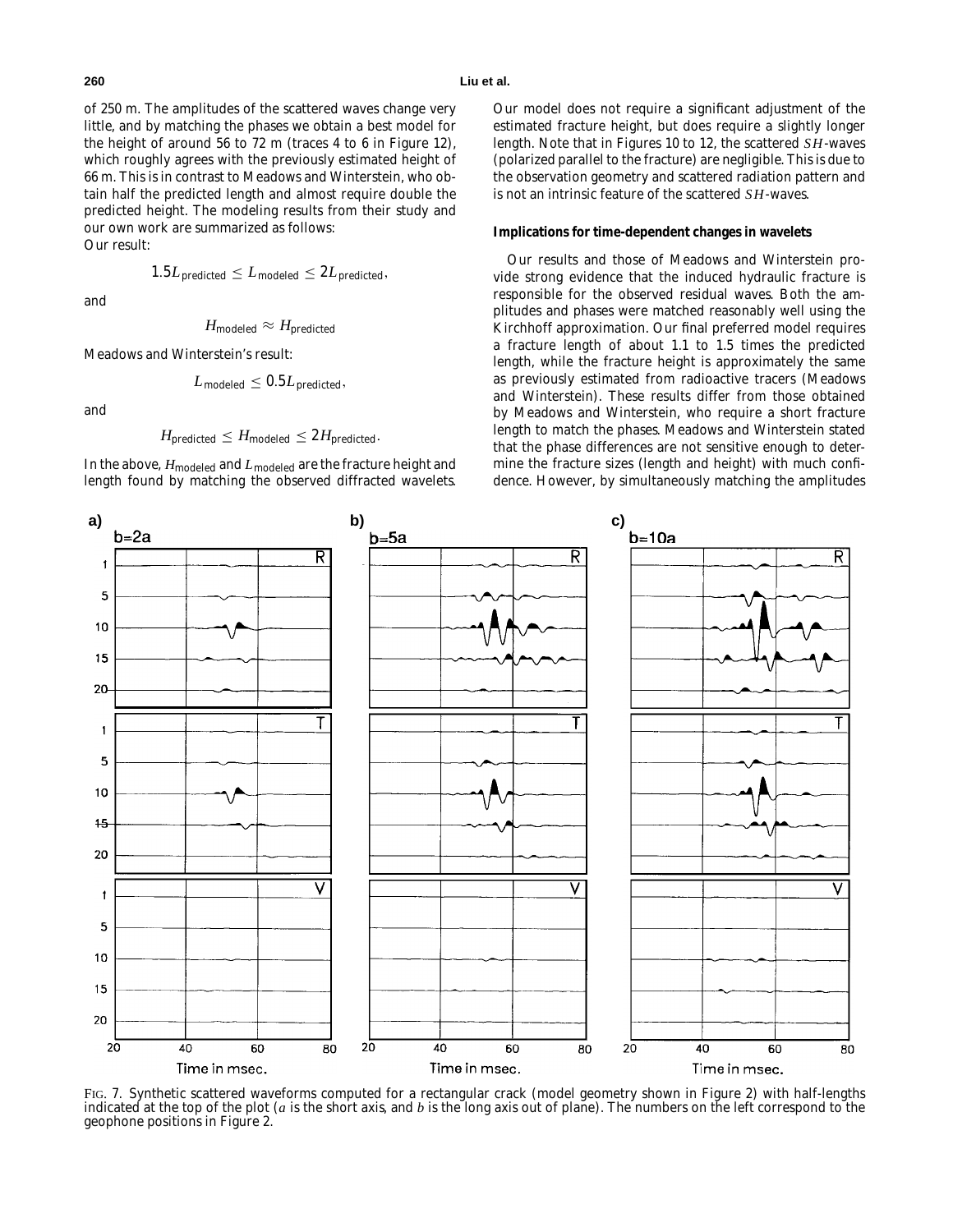of 250 m. The amplitudes of the scattered waves change very little, and by matching the phases we obtain a best model for the height of around 56 to 72 m (traces 4 to 6 in Figure 12), which roughly agrees with the previously estimated height of 66 m. This is in contrast to Meadows and Winterstein, who obtain half the predicted length and almost require double the predicted height. The modeling results from their study and our own work are summarized as follows:

Our result:

$$1.5L_{\text{predicted}} \leq L_{\text{modeled}} \leq 2L_{\text{predicted}},$$

and

$$H_{\text{modeled}} \approx H_{\text{predicted}}$$

Meadows and Winterstein's result:

$$L_{\text{modeled}} \leq 0.5L_{\text{predicted}},$$

and

$$H_{\text{predicted}} \leq H_{\text{modeled}} \leq 2H_{\text{predicted}}.$$

In the above, $H_{\text{modeled}}$ and $L_{\text{modeled}}$ are the fracture height and length found by matching the observed diffracted wavelets. Our model does not require a significant adjustment of the estimated fracture height, but does require a slightly longer length. Note that in Figures 10 to 12, the scattered $SH$-waves (polarized parallel to the fracture) are negligible. This is due to the observation geometry and scattered radiation pattern and is not an intrinsic feature of the scattered $SH$-waves.

### Implications for time-dependent changes in wavelets

Our results and those of Meadows and Winterstein provide strong evidence that the induced hydraulic fracture is responsible for the observed residual waves. Both the amplitudes and phases were matched reasonably well using the Kirchhoff approximation. Our final preferred model requires a fracture length of about 1.1 to 1.5 times the predicted length, while the fracture height is approximately the same as previously estimated from radioactive tracers (Meadows and Winterstein). These results differ from those obtained by Meadows and Winterstein, who require a short fracture length to match the phases. Meadows and Winterstein stated that the phase differences are not sensitive enough to determine the fracture sizes (length and height) with much confidence. However, by simultaneously matching the amplitudes

FIG. 7. Synthetic scattered waveforms computed for a rectangular crack (model geometry shown in Figure 2) with half-lengths indicated at the top of the plot ($a$ is the short axis, and $b$ is the long axis out of plane). The numbers on the left correspond to the geophone positions in Figure 2.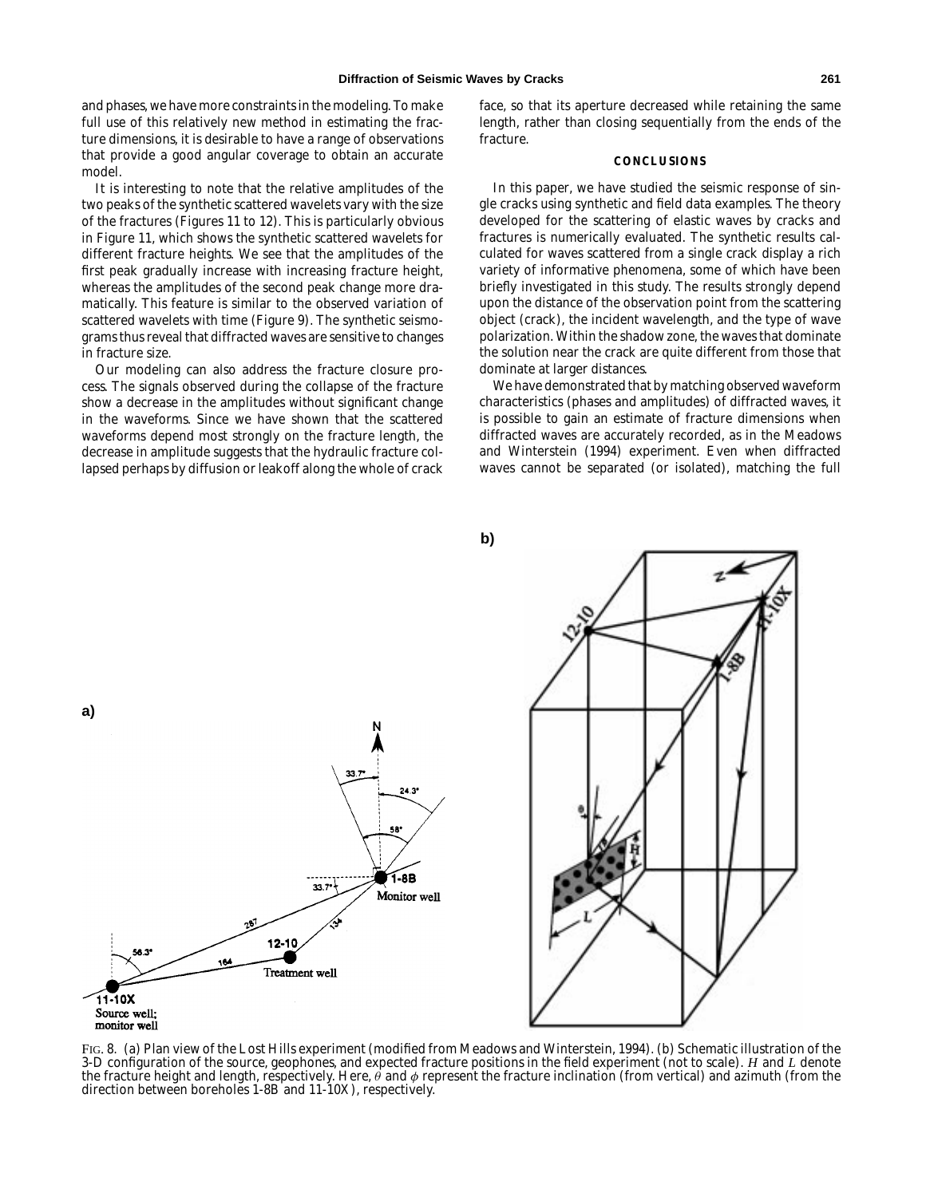and phases, we have more constraints in the modeling. To make full use of this relatively new method in estimating the fracture dimensions, it is desirable to have a range of observations that provide a good angular coverage to obtain an accurate model.

It is interesting to note that the relative amplitudes of the two peaks of the synthetic scattered wavelets vary with the size of the fractures (Figures 11 to 12). This is particularly obvious in Figure 11, which shows the synthetic scattered wavelets for different fracture heights. We see that the amplitudes of the first peak gradually increase with increasing fracture height, whereas the amplitudes of the second peak change more dramatically. This feature is similar to the observed variation of scattered wavelets with time (Figure 9). The synthetic seismograms thus reveal that diffracted waves are sensitive to changes in fracture size.

Our modeling can also address the fracture closure process. The signals observed during the collapse of the fracture show a decrease in the amplitudes without significant change in the waveforms. Since we have shown that the scattered waveforms depend most strongly on the fracture length, the decrease in amplitude suggests that the hydraulic fracture collapsed perhaps by diffusion or leakoff along the whole of crack face, so that its aperture decreased while retaining the same length, rather than closing sequentially from the ends of the fracture.

## CONCLUSIONS

In this paper, we have studied the seismic response of single cracks using synthetic and field data examples. The theory developed for the scattering of elastic waves by cracks and fractures is numerically evaluated. The synthetic results calculated for waves scattered from a single crack display a rich variety of informative phenomena, some of which have been briefly investigated in this study. The results strongly depend upon the distance of the observation point from the scattering object (crack), the incident wavelength, and the type of wave polarization. Within the shadow zone, the waves that dominate the solution near the crack are quite different from those that dominate at larger distances.

We have demonstrated that by matching observed waveform characteristics (phases and amplitudes) of diffracted waves, it is possible to gain an estimate of fracture dimensions when diffracted waves are accurately recorded, as in the Meadows and Winterstein (1994) experiment. Even when diffracted waves cannot be separated (or isolated), matching the full

FIG. 8. (a) Plan view of the Lost Hills experiment (modified from Meadows and Winterstein, 1994). (b) Schematic illustration of the 3-D configuration of the source, geophones, and expected fracture positions in the field experiment (not to scale). $H$ and $L$ denote the fracture height and length, respectively. Here, $\theta$ and $\phi$ represent the fracture inclination (from vertical) and azimuth (from the direction between boreholes 1-8B and 11-10X), respectively.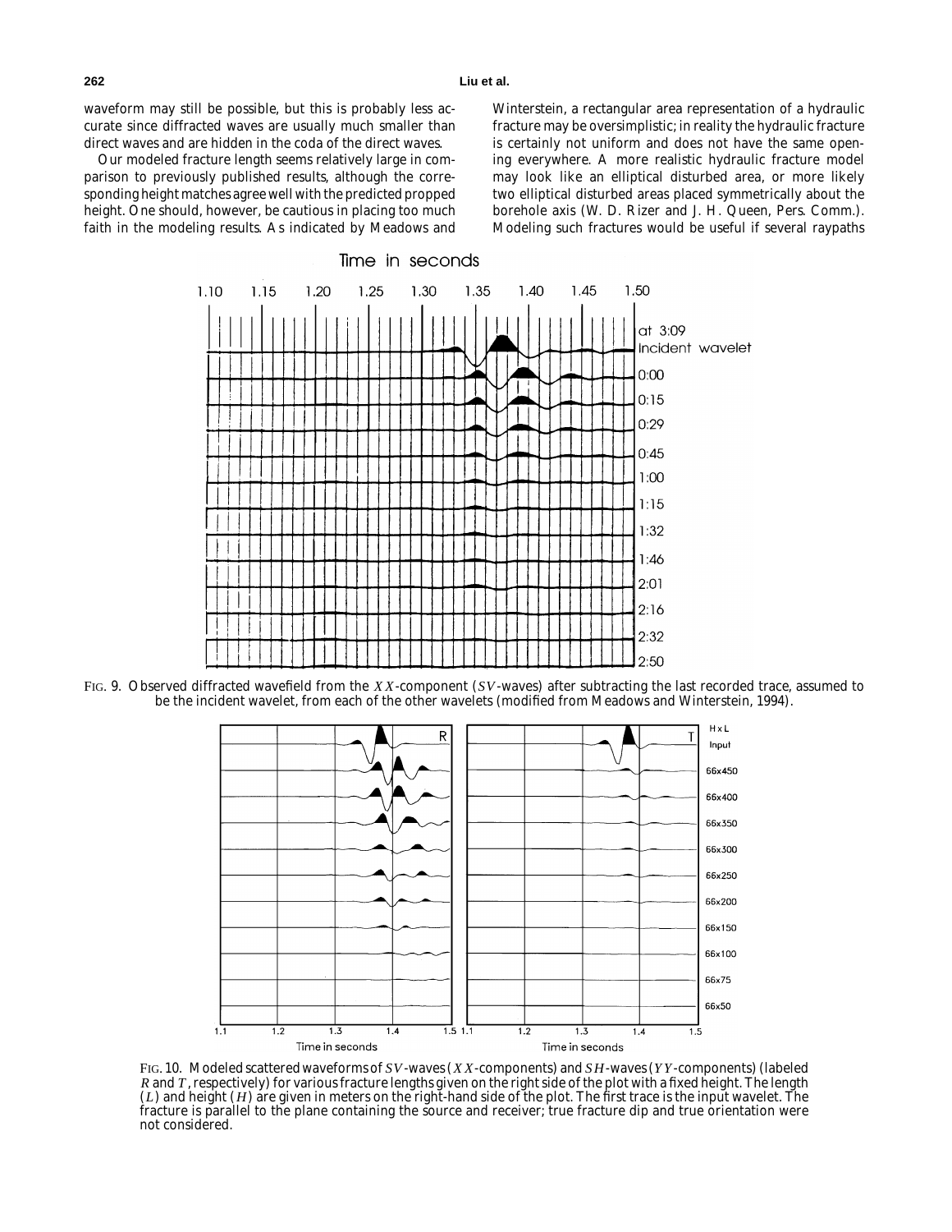waveform may still be possible, but this is probably less accurate since diffracted waves are usually much smaller than direct waves and are hidden in the coda of the direct waves.

Our modeled fracture length seems relatively large in comparison to previously published results, although the corresponding height matches agree well with the predicted propped height. One should, however, be cautious in placing too much faith in the modeling results. As indicated by Meadows and Winterstein, a rectangular area representation of a hydraulic fracture may be oversimplistic; in reality the hydraulic fracture is certainly not uniform and does not have the same opening everywhere. A more realistic hydraulic fracture model may look like an elliptical disturbed area, or more likely two elliptical disturbed areas placed symmetrically about the borehole axis (W. D. Rizer and J. H. Queen, Pers. Comm.). Modeling such fractures would be useful if several raypaths

FIG. 9. Observed diffracted wavefield from the $XX$-component ($SV$-waves) after subtracting the last recorded trace, assumed to be the incident wavelet, from each of the other wavelets (modified from Meadows and Winterstein, 1994).

FIG. 10. Modeled scattered waveforms of $SV$-waves ($XX$-components) and $SH$-waves ($YY$-components) (labeled $R$ and $T$, respectively) for various fracture lengths given on the right side of the plot with a fixed height. The length ($L$) and height ($H$) are given in meters on the right-hand side of the plot. The first trace is the input wavelet. The fracture is parallel to the plane containing the source and receiver; true fracture dip and true orientation were not considered.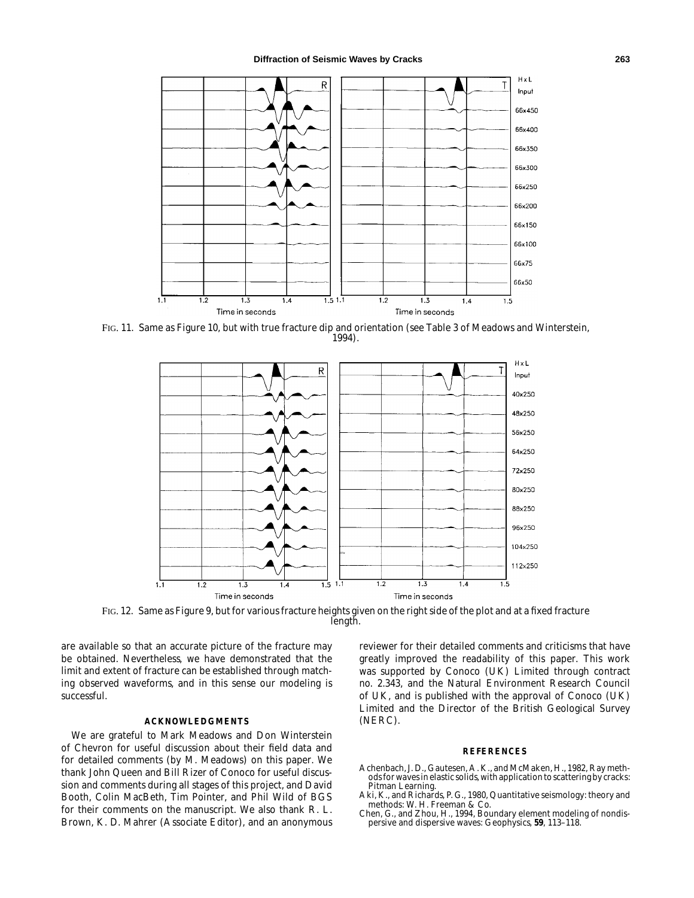FIG. 11. Same as Figure 10, but with true fracture dip and orientation (see Table 3 of Meadows and Winterstein, 1994).

FIG. 12. Same as Figure 9, but for various fracture heights given on the right side of the plot and at a fixed fracture length.

are available so that an accurate picture of the fracture may be obtained. Nevertheless, we have demonstrated that the limit and extent of fracture can be established through matching observed waveforms, and in this sense our modeling is successful.

## ACKNOWLEDGMENTS

We are grateful to Mark Meadows and Don Winterstein of Chevron for useful discussion about their field data and for detailed comments (by M. Meadows) on this paper. We thank John Queen and Bill Rizer of Conoco for useful discussion and comments during all stages of this project, and David Booth, Colin MacBeth, Tim Pointer, and Phil Wild of BGS for their comments on the manuscript. We also thank R. L. Brown, K. D. Mahrer (Associate Editor), and an anonymous reviewer for their detailed comments and criticisms that have greatly improved the readability of this paper. This work was supported by Conoco (UK) Limited through contract no. 2.343, and the Natural Environment Research Council of UK, and is published with the approval of Conoco (UK) Limited and the Director of the British Geological Survey (NERC).

## REFERENCES

Achenbach, J. D., Gautesen, A. K., and McMaken, H., 1982, Ray methods for waves in elastic solids, with application to scattering by cracks: Pitman Learning.

Aki, K., and Richards, P. G., 1980, Quantitative seismology: theory and methods: W. H. Freeman & Co.

Chen, G., and Zhou, H., 1994, Boundary element modeling of nondispersive and dispersive waves: Geophysics, **59**, 113–118.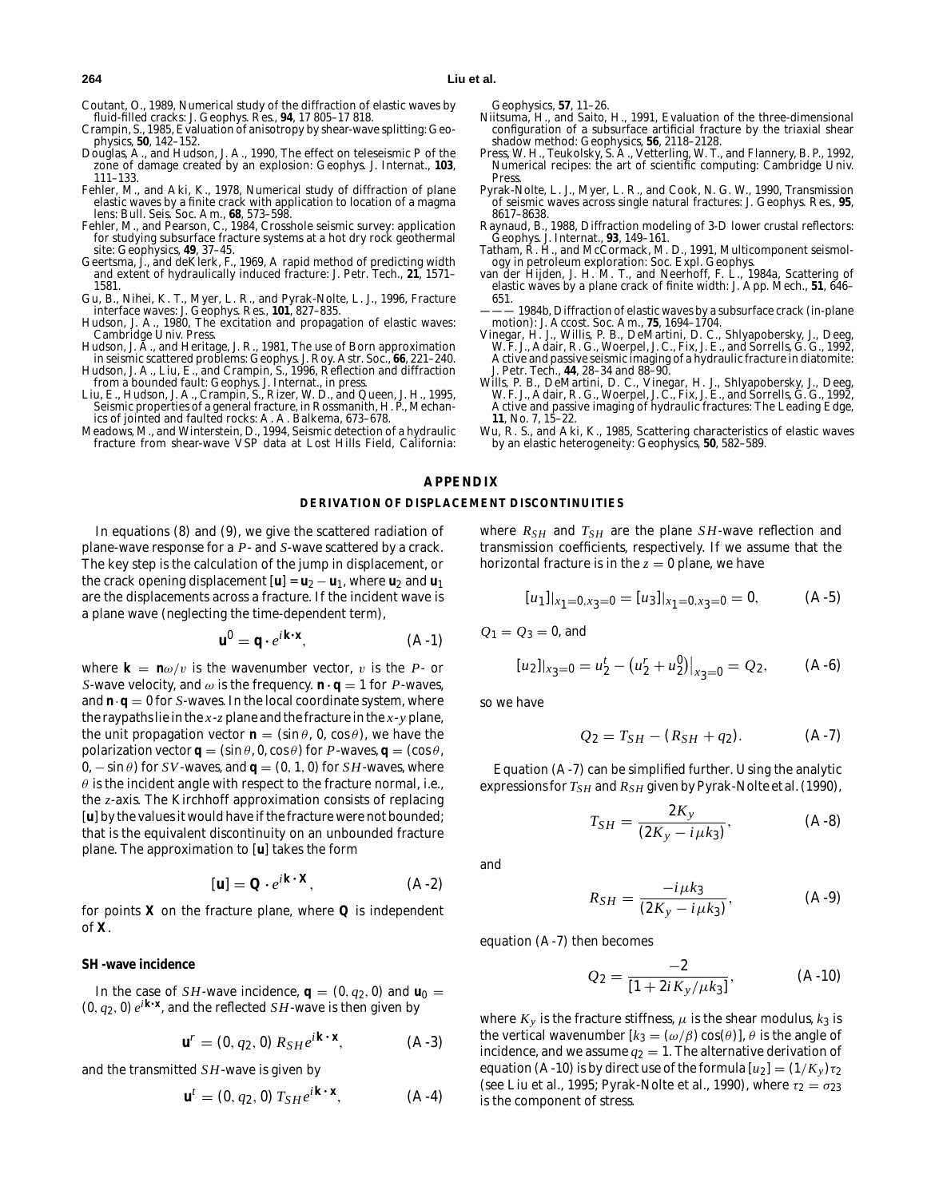Coutant, O., 1989, Numerical study of the diffraction of elastic waves by fluid-filled cracks: J. Geophys. Res., **94**, 17 805–17 818.

Crampin, S., 1985, Evaluation of anisotropy by shear-wave splitting: Geophysics, **50**, 142–152.

Douglas, A., and Hudson, J. A., 1990, The effect on teleseismic P of the zone of damage created by an explosion: Geophys. J. Internat., **103**, 111–133.

Fehler, M., and Aki, K., 1978, Numerical study of diffraction of plane elastic waves by a finite crack with application to location of a magma lens: Bull. Seis. Soc. Am., **68**, 573–598.

Fehler, M., and Pearson, C., 1984, Crosshole seismic survey: application for studying subsurface fracture systems at a hot dry rock geothermal site: Geophysics, **49**, 37–45.

Geertsma, J., and deKlerk, F., 1969, A rapid method of predicting width and extent of hydraulically induced fracture: J. Petr. Tech., **21**, 1571–1581.

Gu, B., Nihei, K. T., Myer, L. R., and Pyrak-Nolte, L. J., 1996, Fracture interface waves: J. Geophys. Res., **101**, 827–835.

Hudson, J. A., 1980, The excitation and propagation of elastic waves: Cambridge Univ. Press.

Hudson, J. A., and Heritage, J. R., 1981, The use of Born approximation in seismic scattered problems: Geophys. J. Roy. Astr. Soc., **66**, 221–240.

Hudson, J. A., Liu, E., and Crampin, S., 1996, Reflection and diffraction from a bounded fault: Geophys. J. Internat., in press.

Liu, E., Hudson, J. A., Crampin, S., Rizer, W. D., and Queen, J. H., 1995, Seismic properties of a general fracture, in Rossmanith, H. P., Mechanics of jointed and faulted rocks: A. A. Balkema, 673–678.

Meadows, M., and Winterstein, D., 1994, Seismic detection of a hydraulic fracture from shear-wave VSP data at Lost Hills Field, California: Geophysics, **57**, 11–26.

Niitsuma, H., and Saito, H., 1991, Evaluation of the three-dimensional configuration of a subsurface artificial fracture by the triaxial shear shadow method: Geophysics, **56**, 2118–2128.

Press, W. H., Teukolsky, S. A., Vetterling, W. T., and Flannery, B. P., 1992, Numerical recipes: the art of scientific computing: Cambridge Univ. Press.

Pyrak-Nolte, L. J., Myer, L. R., and Cook, N. G. W., 1990, Transmission of seismic waves across single natural fractures: J. Geophys. Res., **95**, 8617–8638.

Raynaud, B., 1988, Diffraction modeling of 3-D lower crustal reflectors: Geophys. J. Internat., **93**, 149–161.

Tatham, R. H., and McCormack, M. D., 1991, Multicomponent seismology in petroleum exploration: Soc. Expl. Geophys.

van der Hijden, J. H. M. T., and Neerhoff, F. L., 1984a, Scattering of elastic waves by a plane crack of finite width: J. App. Mech., **51**, 646–651.

——— 1984b, Diffraction of elastic waves by a subsurface crack (in-plane motion): J. Accost. Soc. Am., **75**, 1694–1704.

Vinegar, H. J., Willis, P. B., DeMartini, D. C., Shlyapobersky, J., Deeg, W. F. J., Adair, R. G., Woerpel, J. C., Fix, J. E., and Sorrells, G. G., 1992, Active and passive seismic imaging of a hydraulic fracture in diatomite: J. Petr. Tech., **44**, 28–34 and 88–90.

Wills, P. B., DeMartini, D. C., Vinegar, H. J., Shlyapobersky, J., Deeg, W. F. J., Adair, R. G., Woerpel, J. C., Fix, J. E., and Sorrells, G. G., 1992, Active and passive imaging of hydraulic fractures: The Leading Edge, **11**, No. 7, 15–22.

Wu, R. S., and Aki, K., 1985, Scattering characteristics of elastic waves by an elastic heterogeneity: Geophysics, **50**, 582–589.

## APPENDIX

### DERIVATION OF DISPLACEMENT DISCONTINUITIES

In equations (8) and (9), we give the scattered radiation of plane-wave response for a *P*- and *S*-wave scattered by a crack. The key step is the calculation of the jump in displacement, or the crack opening displacement $[\mathbf{u}] = \mathbf{u}_2 - \mathbf{u}_1$, where $\mathbf{u}_2$ and $\mathbf{u}_1$ are the displacements across a fracture. If the incident wave is a plane wave (neglecting the time-dependent term),

$$\mathbf{u}^0 = \mathbf{q} \cdot e^{i\mathbf{k}\cdot\mathbf{x}}, \tag{A-1}$$

where $\mathbf{k} = \mathbf{n}\omega/v$ is the wavenumber vector, $v$ is the *P*- or *S*-wave velocity, and $\omega$ is the frequency. $\mathbf{n} \cdot \mathbf{q} = 1$ for *P*-waves, and $\mathbf{n} \cdot \mathbf{q} = 0$ for *S*-waves. In the local coordinate system, where the raypaths lie in the $x$-$z$ plane and the fracture in the $x$-$y$ plane, the unit propagation vector $\mathbf{n} = (\sin\theta, 0, \cos\theta)$, we have the polarization vector $\mathbf{q} = (\sin\theta, 0, \cos\theta)$ for *P*-waves, $\mathbf{q} = (\cos\theta, 0, -\sin\theta)$ for *SV*-waves, and $\mathbf{q} = (0, 1, 0)$ for *SH*-waves, where $\theta$ is the incident angle with respect to the fracture normal, i.e., the $z$-axis. The Kirchhoff approximation consists of replacing $[\mathbf{u}]$ by the values it would have if the fracture were not bounded; that is the equivalent discontinuity on an unbounded fracture plane. The approximation to $[\mathbf{u}]$ takes the form

$$[\mathbf{u}] = \mathbf{Q} \cdot e^{i\mathbf{k}\cdot\mathbf{X}}, \tag{A-2}$$

for points $\mathbf{X}$ on the fracture plane, where $\mathbf{Q}$ is independent of $\mathbf{X}$.

#### SH-wave incidence

In the case of *SH*-wave incidence, $\mathbf{q} = (0, q_2, 0)$ and $\mathbf{u}_0 = (0, q_2, 0)\, e^{i\mathbf{k}\cdot\mathbf{x}}$, and the reflected *SH*-wave is then given by

$$\mathbf{u}^r = (0, q_2, 0)\, R_{SH} e^{i\mathbf{k}\cdot\mathbf{x}}, \tag{A-3}$$

and the transmitted *SH*-wave is given by

$$\mathbf{u}^t = (0, q_2, 0)\, T_{SH} e^{i\mathbf{k}\cdot\mathbf{x}}, \tag{A-4}$$

where $R_{SH}$ and $T_{SH}$ are the plane *SH*-wave reflection and transmission coefficients, respectively. If we assume that the horizontal fracture is in the $z = 0$ plane, we have

$$[u_1]|_{x_1=0, x_3=0} = [u_3]|_{x_1=0, x_3=0} = 0, \tag{A-5}$$

$Q_1 = Q_3 = 0$, and

$$[u_2]|_{x_3=0} = u_2^t - \left(u_2^r + u_2^0\right)\Big|_{x_3=0} = Q_2, \tag{A-6}$$

so we have

$$Q_2 = T_{SH} - (R_{SH} + q_2). \tag{A-7}$$

Equation (A-7) can be simplified further. Using the analytic expressions for $T_{SH}$ and $R_{SH}$ given by Pyrak-Nolte et al. (1990),

$$T_{SH} = \frac{2K_y}{(2K_y - i\mu k_3)}, \tag{A-8}$$

and

$$R_{SH} = \frac{-i\mu k_3}{(2K_y - i\mu k_3)}, \tag{A-9}$$

equation (A-7) then becomes

$$Q_2 = \frac{-2}{[1 + 2iK_y/\mu k_3]}, \tag{A-10}$$

where $K_y$ is the fracture stiffness, $\mu$ is the shear modulus, $k_3$ is the vertical wavenumber $[k_3 = (\omega/\beta)\cos(\theta)]$, $\theta$ is the angle of incidence, and we assume $q_2 = 1$. The alternative derivation of equation (A-10) is by direct use of the formula $[u_2] = (1/K_y)\tau_2$ (see Liu et al., 1995; Pyrak-Nolte et al., 1990), where $\tau_2 = \sigma_{23}$ is the component of stress.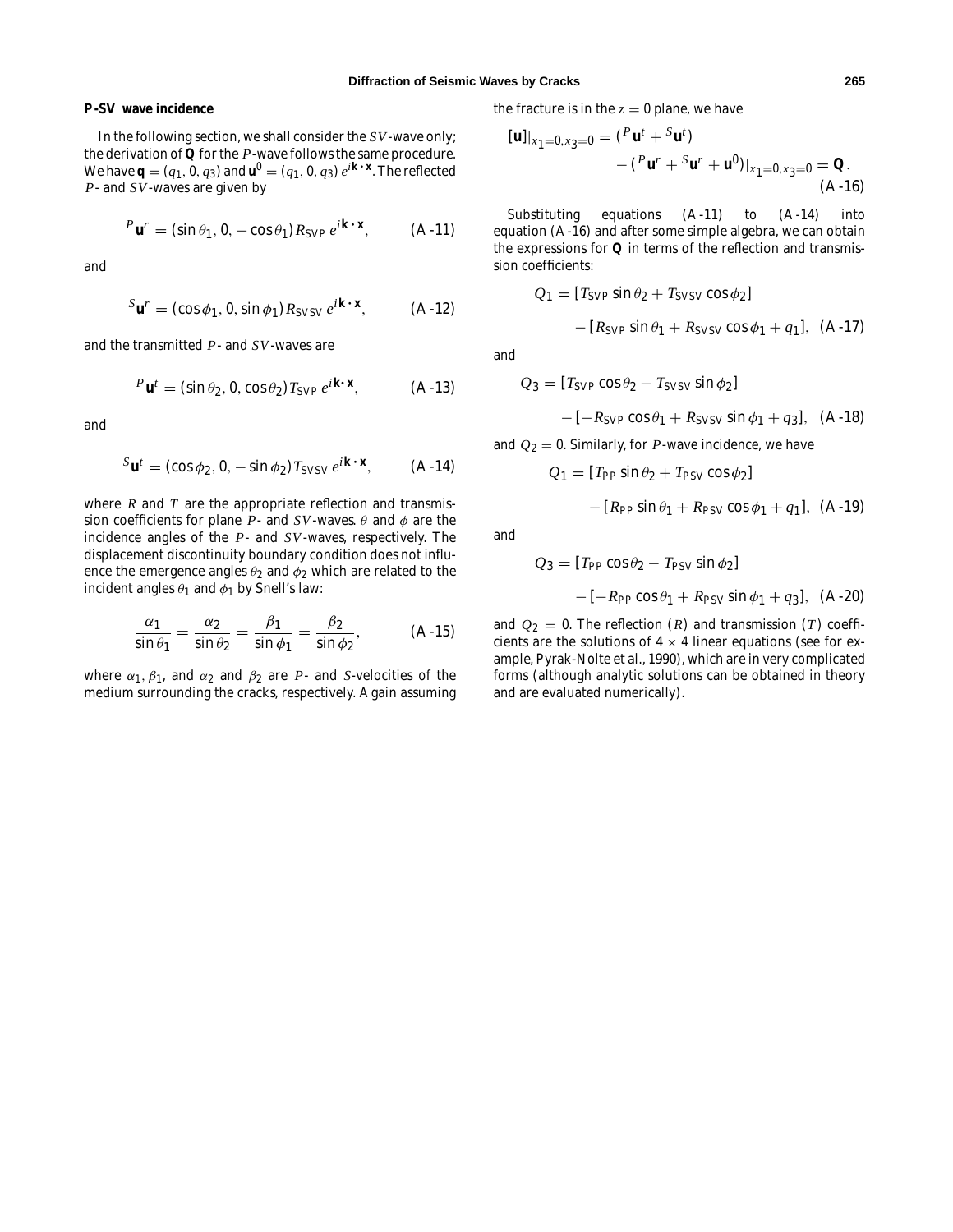**P-SV wave incidence**

In the following section, we shall consider the $SV$-wave only; the derivation of $\mathbf{Q}$ for the $P$-wave follows the same procedure. We have $\mathbf{q} = (q_1, 0, q_3)$ and $\mathbf{u}^0 = (q_1, 0, q_3)\, e^{i\mathbf{k}\cdot\mathbf{x}}$. The reflected $P$- and $SV$-waves are given by

$$ {}^{P}\mathbf{u}^r = (\sin\theta_1, 0, -\cos\theta_1)\, R_{\mathrm{SVP}}\, e^{i\mathbf{k}\cdot\mathbf{x}}, \qquad \text{(A-11)} $$

and

$$ {}^{S}\mathbf{u}^r = (\cos\phi_1, 0, \sin\phi_1)\, R_{\mathrm{SVSV}}\, e^{i\mathbf{k}\cdot\mathbf{x}}, \qquad \text{(A-12)} $$

and the transmitted $P$- and $SV$-waves are

$$ {}^{P}\mathbf{u}^t = (\sin\theta_2, 0, \cos\theta_2)\, T_{\mathrm{SVP}}\, e^{i\mathbf{k}\cdot\mathbf{x}}, \qquad \text{(A-13)} $$

and

$$ {}^{S}\mathbf{u}^t = (\cos\phi_2, 0, -\sin\phi_2)\, T_{\mathrm{SVSV}}\, e^{i\mathbf{k}\cdot\mathbf{x}}, \qquad \text{(A-14)} $$

where $R$ and $T$ are the appropriate reflection and transmission coefficients for plane $P$- and $SV$-waves. $\theta$ and $\phi$ are the incidence angles of the $P$- and $SV$-waves, respectively. The displacement discontinuity boundary condition does not influence the emergence angles $\theta_2$ and $\phi_2$ which are related to the incident angles $\theta_1$ and $\phi_1$ by Snell's law:

$$ \frac{\alpha_1}{\sin\theta_1} = \frac{\alpha_2}{\sin\theta_2} = \frac{\beta_1}{\sin\phi_1} = \frac{\beta_2}{\sin\phi_2}, \qquad \text{(A-15)} $$

where $\alpha_1, \beta_1$, and $\alpha_2$ and $\beta_2$ are $P$- and $S$-velocities of the medium surrounding the cracks, respectively. Again assuming the fracture is in the $z = 0$ plane, we have

$$ [\mathbf{u}]|_{x_1=0, x_3=0} = ({}^{P}\mathbf{u}^t + {}^{S}\mathbf{u}^t) - ({}^{P}\mathbf{u}^r + {}^{S}\mathbf{u}^r + \mathbf{u}^0)|_{x_1=0, x_3=0} = \mathbf{Q}. \qquad \text{(A-16)} $$

Substituting equations (A-11) to (A-14) into equation (A-16) and after some simple algebra, we can obtain the expressions for $\mathbf{Q}$ in terms of the reflection and transmission coefficients:

$$ Q_1 = [T_{\mathrm{SVP}} \sin\theta_2 + T_{\mathrm{SVSV}} \cos\phi_2] - [R_{\mathrm{SVP}} \sin\theta_1 + R_{\mathrm{SVSV}} \cos\phi_1 + q_1], \qquad \text{(A-17)} $$

and

$$ Q_3 = [T_{\mathrm{SVP}} \cos\theta_2 - T_{\mathrm{SVSV}} \sin\phi_2] - [-R_{\mathrm{SVP}} \cos\theta_1 + R_{\mathrm{SVSV}} \sin\phi_1 + q_3], \qquad \text{(A-18)} $$

and $Q_2 = 0$. Similarly, for $P$-wave incidence, we have

$$ Q_1 = [T_{\mathrm{PP}} \sin\theta_2 + T_{\mathrm{PSV}} \cos\phi_2] - [R_{\mathrm{PP}} \sin\theta_1 + R_{\mathrm{PSV}} \cos\phi_1 + q_1], \qquad \text{(A-19)} $$

and

$$ Q_3 = [T_{\mathrm{PP}} \cos\theta_2 - T_{\mathrm{PSV}} \sin\phi_2] - [-R_{\mathrm{PP}} \cos\theta_1 + R_{\mathrm{PSV}} \sin\phi_1 + q_3], \qquad \text{(A-20)} $$

and $Q_2 = 0$. The reflection ($R$) and transmission ($T$) coefficients are the solutions of $4 \times 4$ linear equations (see for example, Pyrak-Nolte et al., 1990), which are in very complicated forms (although analytic solutions can be obtained in theory and are evaluated numerically).